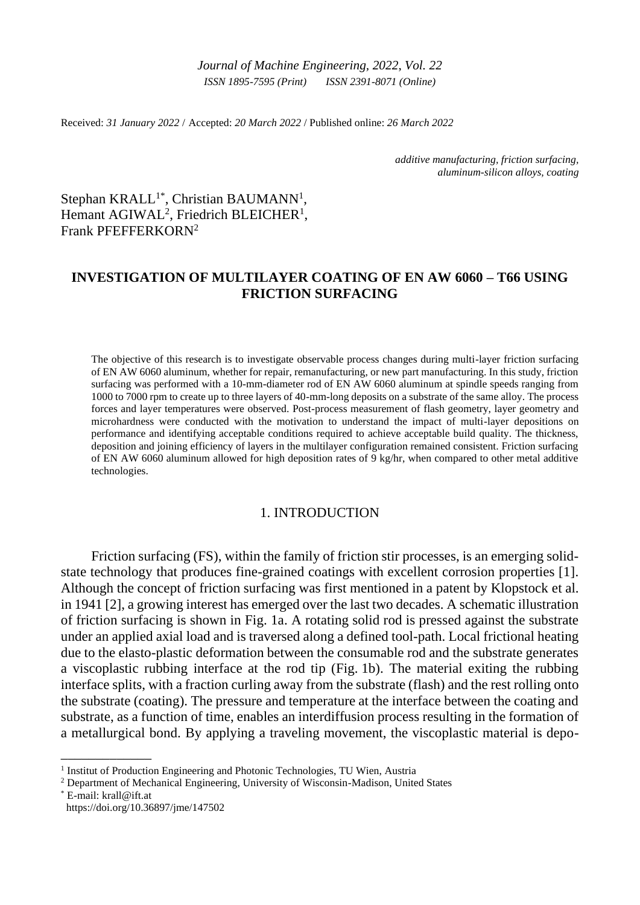*Received: 31 January 2022 / Accepted: 20 March 2022 / Published online: 26 March 2022*

*additive manufacturing, friction surfacing, aluminum-silicon alloys, coating*

Stephan KRALL[1*], Christian BAUMANN[1], Hemant AGIWAL[2], Friedrich BLEICHER[1], Frank PFEFFERKORN[2]

# INVESTIGATION OF MULTILAYER COATING OF EN AW 6060 – T66 USING FRICTION SURFACING

The objective of this research is to investigate observable process changes during multi-layer friction surfacing of EN AW 6060 aluminum, whether for repair, remanufacturing, or new part manufacturing. In this study, friction surfacing was performed with a 10-mm-diameter rod of EN AW 6060 aluminum at spindle speeds ranging from 1000 to 7000 rpm to create up to three layers of 40-mm-long deposits on a substrate of the same alloy. The process forces and layer temperatures were observed. Post-process measurement of flash geometry, layer geometry and microhardness were conducted with the motivation to understand the impact of multi-layer depositions on performance and identifying acceptable conditions required to achieve acceptable build quality. The thickness, deposition and joining efficiency of layers in the multilayer configuration remained consistent. Friction surfacing of EN AW 6060 aluminum allowed for high deposition rates of 9 kg/hr, when compared to other metal additive technologies.

## 1. INTRODUCTION

Friction surfacing (FS), within the family of friction stir processes, is an emerging solid-state technology that produces fine-grained coatings with excellent corrosion properties [1]. Although the concept of friction surfacing was first mentioned in a patent by Klopstock et al. in 1941 [2], a growing interest has emerged over the last two decades. A schematic illustration of friction surfacing is shown in Fig. 1a. A rotating solid rod is pressed against the substrate under an applied axial load and is traversed along a defined tool-path. Local frictional heating due to the elasto-plastic deformation between the consumable rod and the substrate generates a viscoplastic rubbing interface at the rod tip (Fig. 1b). The material exiting the rubbing interface splits, with a fraction curling away from the substrate (flash) and the rest rolling onto the substrate (coating). The pressure and temperature at the interface between the coating and substrate, as a function of time, enables an interdiffusion process resulting in the formation of a metallurgical bond. By applying a traveling movement, the viscoplastic material is depo-

---

[1] Institut of Production Engineering and Photonic Technologies, TU Wien, Austria
[2] Department of Mechanical Engineering, University of Wisconsin-Madison, United States
[*] E-mail: krall@ift.at
https://doi.org/10.36897/jme/147502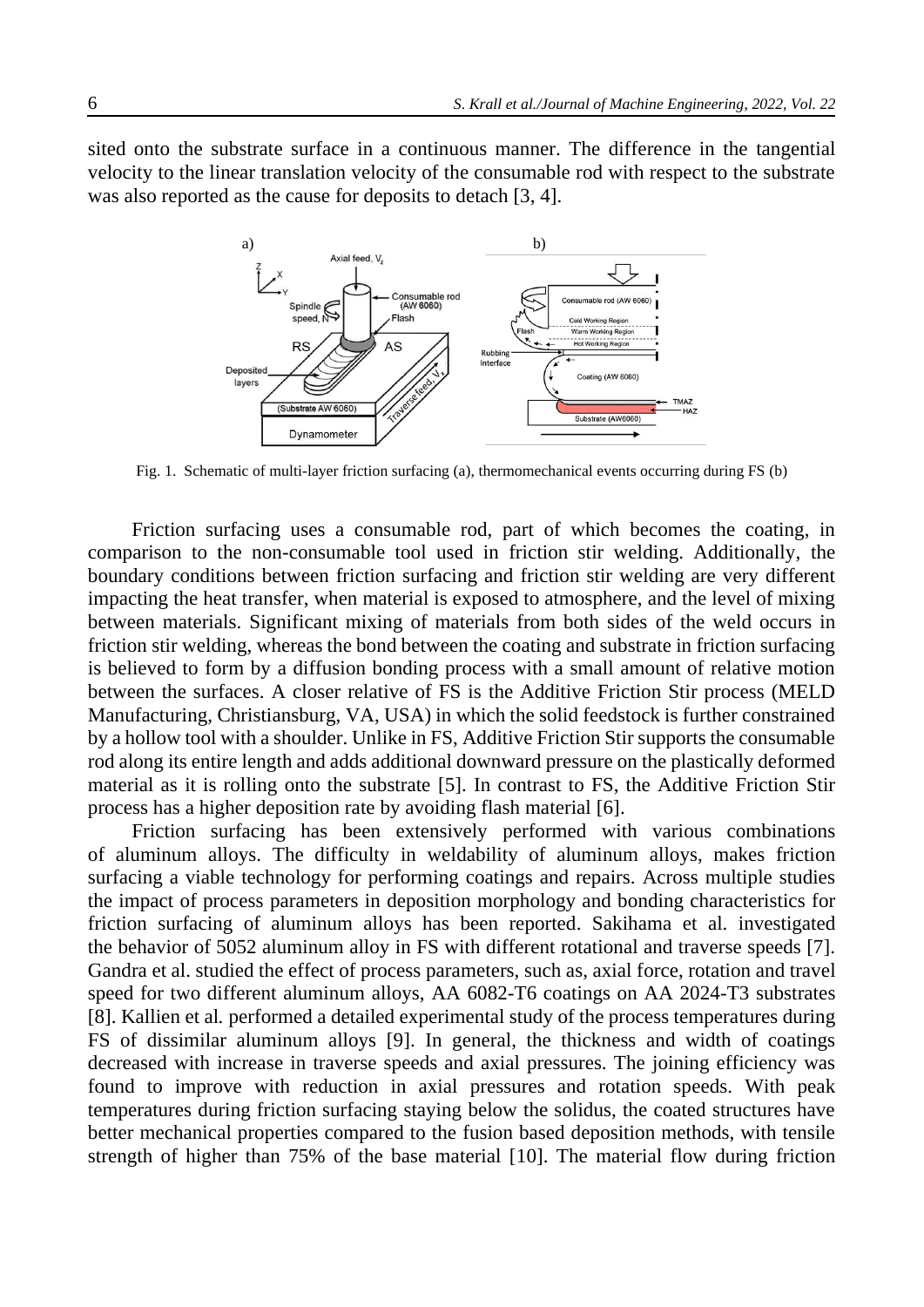sited onto the substrate surface in a continuous manner. The difference in the tangential velocity to the linear translation velocity of the consumable rod with respect to the substrate was also reported as the cause for deposits to detach [3, 4].

Fig. 1. Schematic of multi-layer friction surfacing (a), thermomechanical events occurring during FS (b)

Friction surfacing uses a consumable rod, part of which becomes the coating, in comparison to the non-consumable tool used in friction stir welding. Additionally, the boundary conditions between friction surfacing and friction stir welding are very different impacting the heat transfer, when material is exposed to atmosphere, and the level of mixing between materials. Significant mixing of materials from both sides of the weld occurs in friction stir welding, whereas the bond between the coating and substrate in friction surfacing is believed to form by a diffusion bonding process with a small amount of relative motion between the surfaces. A closer relative of FS is the Additive Friction Stir process (MELD Manufacturing, Christiansburg, VA, USA) in which the solid feedstock is further constrained by a hollow tool with a shoulder. Unlike in FS, Additive Friction Stir supports the consumable rod along its entire length and adds additional downward pressure on the plastically deformed material as it is rolling onto the substrate [5]. In contrast to FS, the Additive Friction Stir process has a higher deposition rate by avoiding flash material [6].

Friction surfacing has been extensively performed with various combinations of aluminum alloys. The difficulty in weldability of aluminum alloys, makes friction surfacing a viable technology for performing coatings and repairs. Across multiple studies the impact of process parameters in deposition morphology and bonding characteristics for friction surfacing of aluminum alloys has been reported. Sakihama et al. investigated the behavior of 5052 aluminum alloy in FS with different rotational and traverse speeds [7]. Gandra et al. studied the effect of process parameters, such as, axial force, rotation and travel speed for two different aluminum alloys, AA 6082-T6 coatings on AA 2024-T3 substrates [8]. Kallien et al. performed a detailed experimental study of the process temperatures during FS of dissimilar aluminum alloys [9]. In general, the thickness and width of coatings decreased with increase in traverse speeds and axial pressures. The joining efficiency was found to improve with reduction in axial pressures and rotation speeds. With peak temperatures during friction surfacing staying below the solidus, the coated structures have better mechanical properties compared to the fusion based deposition methods, with tensile strength of higher than 75% of the base material [10]. The material flow during friction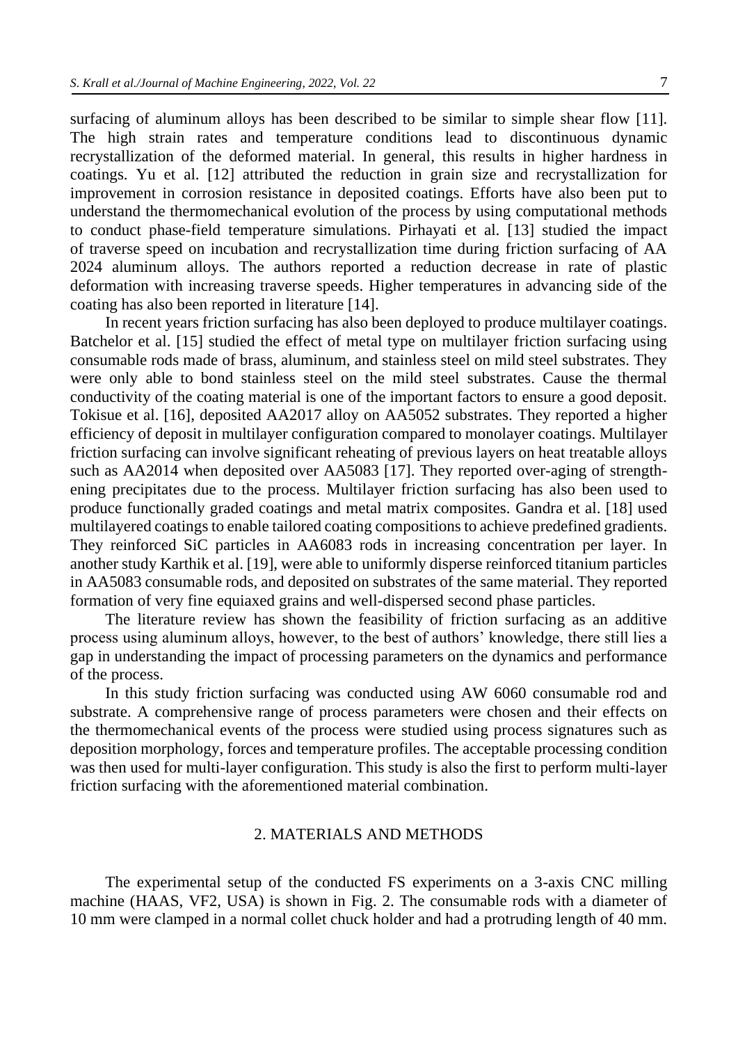surfacing of aluminum alloys has been described to be similar to simple shear flow [11]. The high strain rates and temperature conditions lead to discontinuous dynamic recrystallization of the deformed material. In general, this results in higher hardness in coatings. Yu et al. [12] attributed the reduction in grain size and recrystallization for improvement in corrosion resistance in deposited coatings. Efforts have also been put to understand the thermomechanical evolution of the process by using computational methods to conduct phase-field temperature simulations. Pirhayati et al. [13] studied the impact of traverse speed on incubation and recrystallization time during friction surfacing of AA 2024 aluminum alloys. The authors reported a reduction decrease in rate of plastic deformation with increasing traverse speeds. Higher temperatures in advancing side of the coating has also been reported in literature [14].

In recent years friction surfacing has also been deployed to produce multilayer coatings. Batchelor et al. [15] studied the effect of metal type on multilayer friction surfacing using consumable rods made of brass, aluminum, and stainless steel on mild steel substrates. They were only able to bond stainless steel on the mild steel substrates. Cause the thermal conductivity of the coating material is one of the important factors to ensure a good deposit. Tokisue et al. [16], deposited AA2017 alloy on AA5052 substrates. They reported a higher efficiency of deposit in multilayer configuration compared to monolayer coatings. Multilayer friction surfacing can involve significant reheating of previous layers on heat treatable alloys such as AA2014 when deposited over AA5083 [17]. They reported over-aging of strengthening precipitates due to the process. Multilayer friction surfacing has also been used to produce functionally graded coatings and metal matrix composites. Gandra et al. [18] used multilayered coatings to enable tailored coating compositions to achieve predefined gradients. They reinforced SiC particles in AA6083 rods in increasing concentration per layer. In another study Karthik et al. [19], were able to uniformly disperse reinforced titanium particles in AA5083 consumable rods, and deposited on substrates of the same material. They reported formation of very fine equiaxed grains and well-dispersed second phase particles.

The literature review has shown the feasibility of friction surfacing as an additive process using aluminum alloys, however, to the best of authors' knowledge, there still lies a gap in understanding the impact of processing parameters on the dynamics and performance of the process.

In this study friction surfacing was conducted using AW 6060 consumable rod and substrate. A comprehensive range of process parameters were chosen and their effects on the thermomechanical events of the process were studied using process signatures such as deposition morphology, forces and temperature profiles. The acceptable processing condition was then used for multi-layer configuration. This study is also the first to perform multi-layer friction surfacing with the aforementioned material combination.

## 2. MATERIALS AND METHODS

The experimental setup of the conducted FS experiments on a 3-axis CNC milling machine (HAAS, VF2, USA) is shown in Fig. 2. The consumable rods with a diameter of 10 mm were clamped in a normal collet chuck holder and had a protruding length of 40 mm.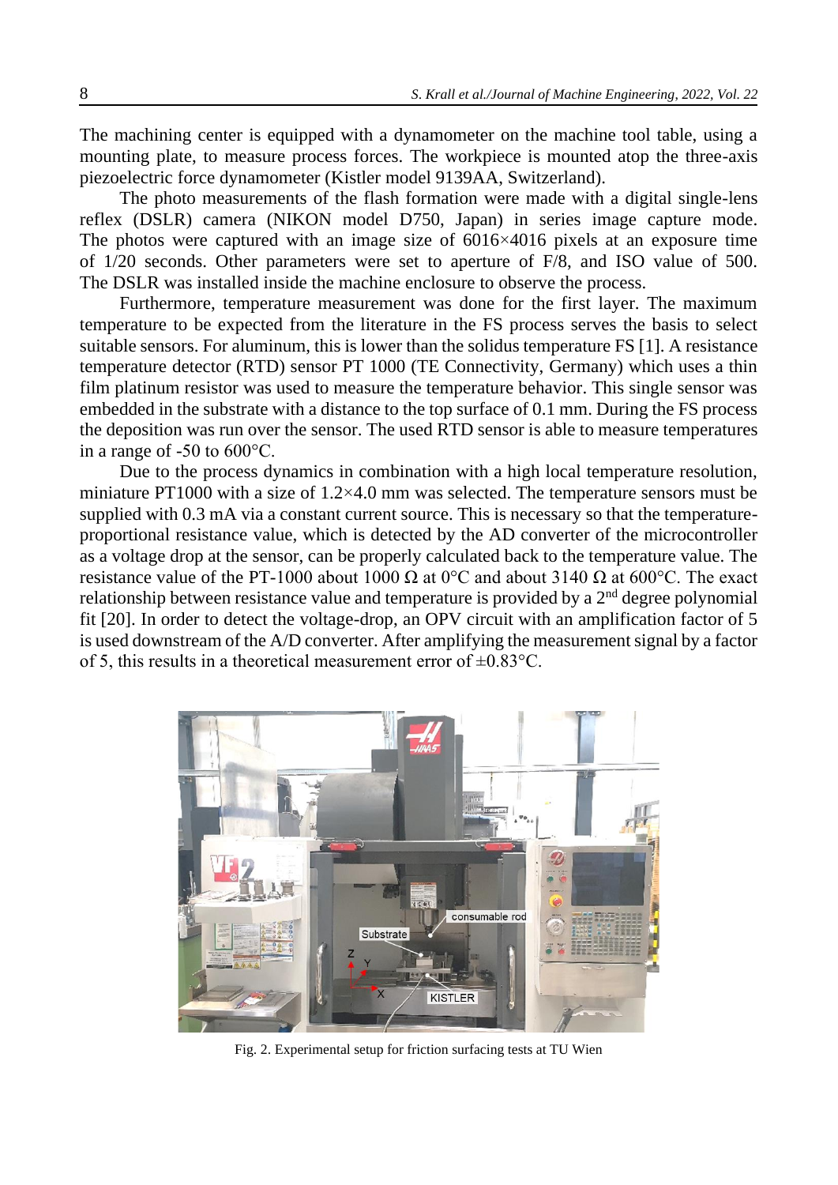The machining center is equipped with a dynamometer on the machine tool table, using a mounting plate, to measure process forces. The workpiece is mounted atop the three-axis piezoelectric force dynamometer (Kistler model 9139AA, Switzerland).

The photo measurements of the flash formation were made with a digital single-lens reflex (DSLR) camera (NIKON model D750, Japan) in series image capture mode. The photos were captured with an image size of 6016×4016 pixels at an exposure time of 1/20 seconds. Other parameters were set to aperture of F/8, and ISO value of 500. The DSLR was installed inside the machine enclosure to observe the process.

Furthermore, temperature measurement was done for the first layer. The maximum temperature to be expected from the literature in the FS process serves the basis to select suitable sensors. For aluminum, this is lower than the solidus temperature FS [1]. A resistance temperature detector (RTD) sensor PT 1000 (TE Connectivity, Germany) which uses a thin film platinum resistor was used to measure the temperature behavior. This single sensor was embedded in the substrate with a distance to the top surface of 0.1 mm. During the FS process the deposition was run over the sensor. The used RTD sensor is able to measure temperatures in a range of -50 to 600°C.

Due to the process dynamics in combination with a high local temperature resolution, miniature PT1000 with a size of 1.2×4.0 mm was selected. The temperature sensors must be supplied with 0.3 mA via a constant current source. This is necessary so that the temperature-proportional resistance value, which is detected by the AD converter of the microcontroller as a voltage drop at the sensor, can be properly calculated back to the temperature value. The resistance value of the PT-1000 about 1000 Ω at 0°C and about 3140 Ω at 600°C. The exact relationship between resistance value and temperature is provided by a 2nd degree polynomial fit [20]. In order to detect the voltage-drop, an OPV circuit with an amplification factor of 5 is used downstream of the A/D converter. After amplifying the measurement signal by a factor of 5, this results in a theoretical measurement error of ±0.83°C.

Fig. 2. Experimental setup for friction surfacing tests at TU Wien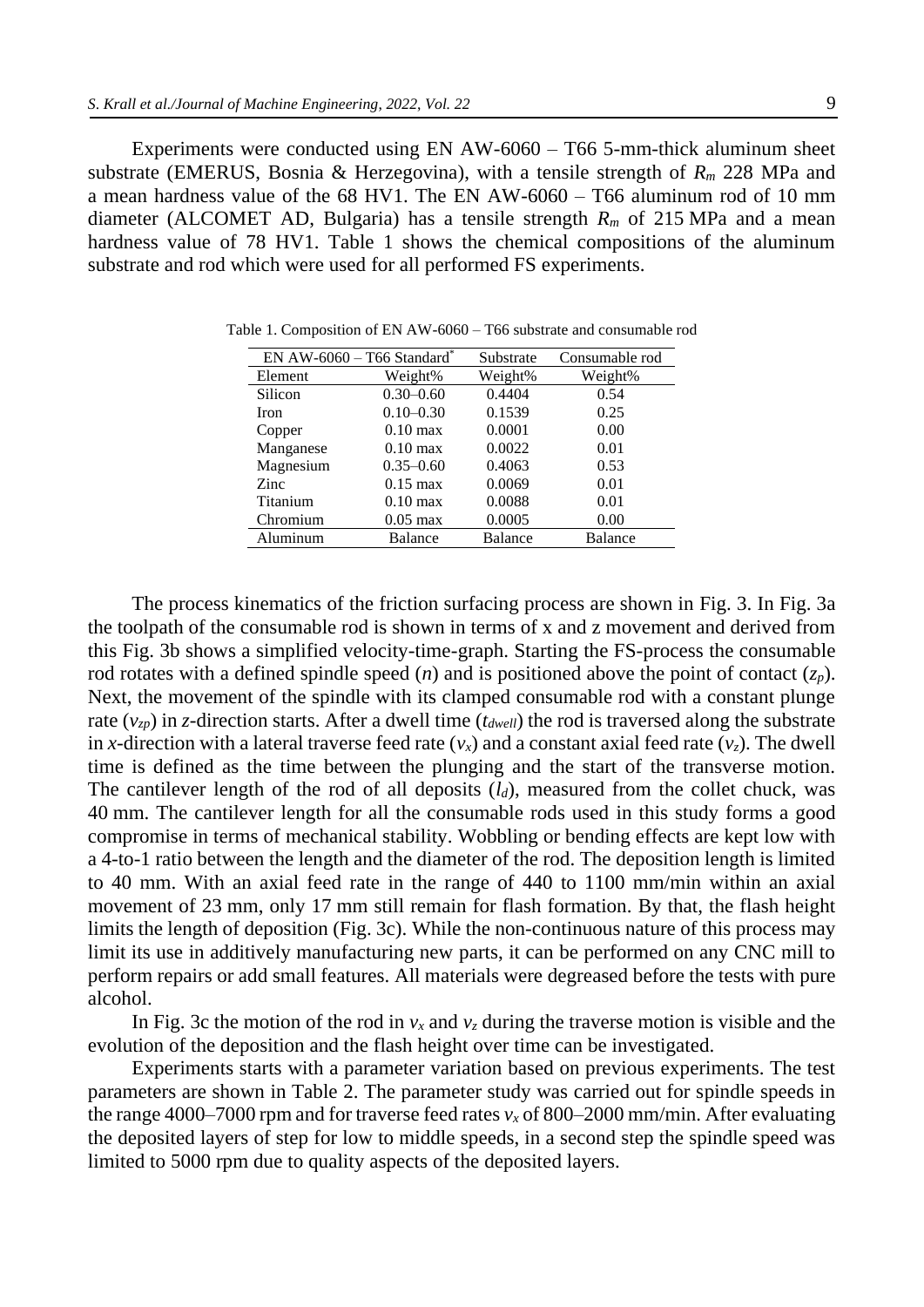Experiments were conducted using EN AW-6060 – T66 5-mm-thick aluminum sheet substrate (EMERUS, Bosnia & Herzegovina), with a tensile strength of $R_m$ 228 MPa and a mean hardness value of the 68 HV1. The EN AW-6060 – T66 aluminum rod of 10 mm diameter (ALCOMET AD, Bulgaria) has a tensile strength $R_m$ of 215 MPa and a mean hardness value of 78 HV1. Table 1 shows the chemical compositions of the aluminum substrate and rod which were used for all performed FS experiments.

Table 1. Composition of EN AW-6060 – T66 substrate and consumable rod

| EN AW-6060 – T66 Standard* | | Substrate | Consumable rod |
|---|---|---|---|
| Element | Weight% | Weight% | Weight% |
| Silicon | 0.30–0.60 | 0.4404 | 0.54 |
| Iron | 0.10–0.30 | 0.1539 | 0.25 |
| Copper | 0.10 max | 0.0001 | 0.00 |
| Manganese | 0.10 max | 0.0022 | 0.01 |
| Magnesium | 0.35–0.60 | 0.4063 | 0.53 |
| Zinc | 0.15 max | 0.0069 | 0.01 |
| Titanium | 0.10 max | 0.0088 | 0.01 |
| Chromium | 0.05 max | 0.0005 | 0.00 |
| Aluminum | Balance | Balance | Balance |

The process kinematics of the friction surfacing process are shown in Fig. 3. In Fig. 3a the toolpath of the consumable rod is shown in terms of x and z movement and derived from this Fig. 3b shows a simplified velocity-time-graph. Starting the FS-process the consumable rod rotates with a defined spindle speed ($n$) and is positioned above the point of contact ($z_p$). Next, the movement of the spindle with its clamped consumable rod with a constant plunge rate ($v_{zp}$) in $z$-direction starts. After a dwell time ($t_{dwell}$) the rod is traversed along the substrate in $x$-direction with a lateral traverse feed rate ($v_x$) and a constant axial feed rate ($v_z$). The dwell time is defined as the time between the plunging and the start of the transverse motion. The cantilever length of the rod of all deposits ($l_d$), measured from the collet chuck, was 40 mm. The cantilever length for all the consumable rods used in this study forms a good compromise in terms of mechanical stability. Wobbling or bending effects are kept low with a 4-to-1 ratio between the length and the diameter of the rod. The deposition length is limited to 40 mm. With an axial feed rate in the range of 440 to 1100 mm/min within an axial movement of 23 mm, only 17 mm still remain for flash formation. By that, the flash height limits the length of deposition (Fig. 3c). While the non-continuous nature of this process may limit its use in additively manufacturing new parts, it can be performed on any CNC mill to perform repairs or add small features. All materials were degreased before the tests with pure alcohol.

In Fig. 3c the motion of the rod in $v_x$ and $v_z$ during the traverse motion is visible and the evolution of the deposition and the flash height over time can be investigated.

Experiments starts with a parameter variation based on previous experiments. The test parameters are shown in Table 2. The parameter study was carried out for spindle speeds in the range 4000–7000 rpm and for traverse feed rates $v_x$ of 800–2000 mm/min. After evaluating the deposited layers of step for low to middle speeds, in a second step the spindle speed was limited to 5000 rpm due to quality aspects of the deposited layers.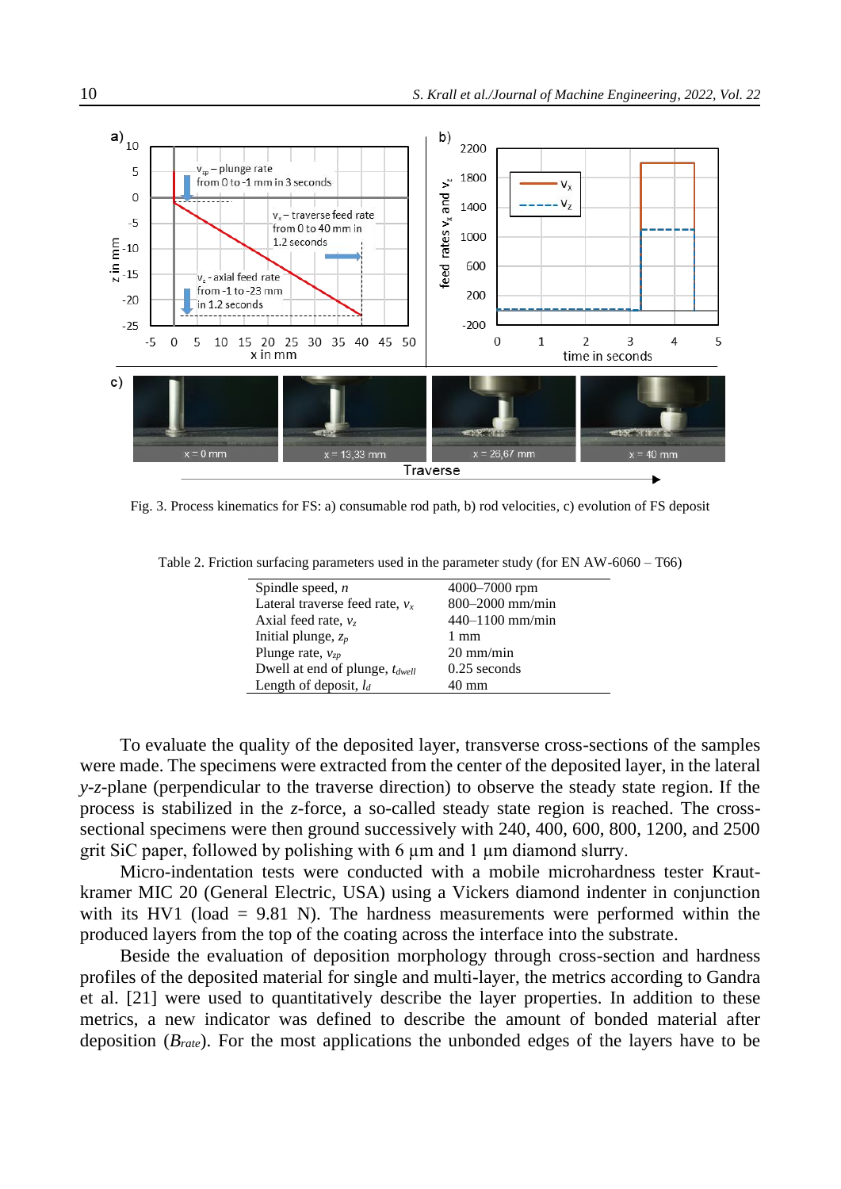Fig. 3. Process kinematics for FS: a) consumable rod path, b) rod velocities, c) evolution of FS deposit

Table 2. Friction surfacing parameters used in the parameter study (for EN AW-6060 – T66)

| | |
|---|---|
| Spindle speed, $n$ | 4000–7000 rpm |
| Lateral traverse feed rate, $v_x$ | 800–2000 mm/min |
| Axial feed rate, $v_z$ | 440–1100 mm/min |
| Initial plunge, $z_p$ | 1 mm |
| Plunge rate, $v_{zp}$ | 20 mm/min |
| Dwell at end of plunge, $t_{dwell}$ | 0.25 seconds |
| Length of deposit, $l_d$ | 40 mm |

To evaluate the quality of the deposited layer, transverse cross-sections of the samples were made. The specimens were extracted from the center of the deposited layer, in the lateral *y*-*z*-plane (perpendicular to the traverse direction) to observe the steady state region. If the process is stabilized in the *z*-force, a so-called steady state region is reached. The cross-sectional specimens were then ground successively with 240, 400, 600, 800, 1200, and 2500 grit SiC paper, followed by polishing with 6 µm and 1 µm diamond slurry.

Micro-indentation tests were conducted with a mobile microhardness tester Krautkramer MIC 20 (General Electric, USA) using a Vickers diamond indenter in conjunction with its HV1 (load = 9.81 N). The hardness measurements were performed within the produced layers from the top of the coating across the interface into the substrate.

Beside the evaluation of deposition morphology through cross-section and hardness profiles of the deposited material for single and multi-layer, the metrics according to Gandra et al. [21] were used to quantitatively describe the layer properties. In addition to these metrics, a new indicator was defined to describe the amount of bonded material after deposition ($B_{rate}$). For the most applications the unbonded edges of the layers have to be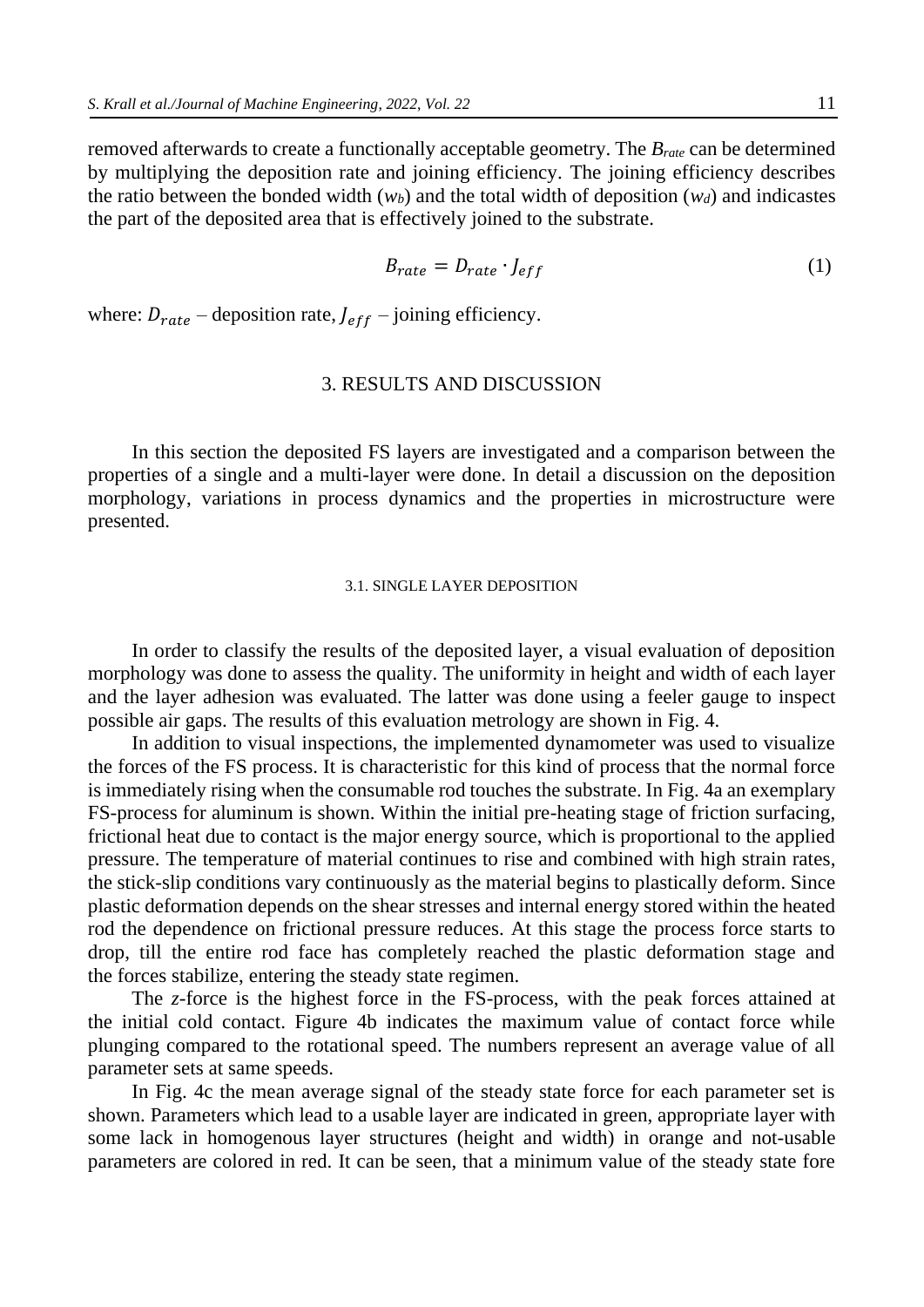removed afterwards to create a functionally acceptable geometry. The $B_{rate}$ can be determined by multiplying the deposition rate and joining efficiency. The joining efficiency describes the ratio between the bonded width ($w_b$) and the total width of deposition ($w_d$) and indicastes the part of the deposited area that is effectively joined to the substrate.

$$B_{rate} = D_{rate} \cdot J_{eff} \tag{1}$$

where: $D_{rate}$ – deposition rate, $J_{eff}$ – joining efficiency.

## 3. RESULTS AND DISCUSSION

In this section the deposited FS layers are investigated and a comparison between the properties of a single and a multi-layer were done. In detail a discussion on the deposition morphology, variations in process dynamics and the properties in microstructure were presented.

### 3.1. SINGLE LAYER DEPOSITION

In order to classify the results of the deposited layer, a visual evaluation of deposition morphology was done to assess the quality. The uniformity in height and width of each layer and the layer adhesion was evaluated. The latter was done using a feeler gauge to inspect possible air gaps. The results of this evaluation metrology are shown in Fig. 4.

In addition to visual inspections, the implemented dynamometer was used to visualize the forces of the FS process. It is characteristic for this kind of process that the normal force is immediately rising when the consumable rod touches the substrate. In Fig. 4a an exemplary FS-process for aluminum is shown. Within the initial pre-heating stage of friction surfacing, frictional heat due to contact is the major energy source, which is proportional to the applied pressure. The temperature of material continues to rise and combined with high strain rates, the stick-slip conditions vary continuously as the material begins to plastically deform. Since plastic deformation depends on the shear stresses and internal energy stored within the heated rod the dependence on frictional pressure reduces. At this stage the process force starts to drop, till the entire rod face has completely reached the plastic deformation stage and the forces stabilize, entering the steady state regimen.

The *z*-force is the highest force in the FS-process, with the peak forces attained at the initial cold contact. Figure 4b indicates the maximum value of contact force while plunging compared to the rotational speed. The numbers represent an average value of all parameter sets at same speeds.

In Fig. 4c the mean average signal of the steady state force for each parameter set is shown. Parameters which lead to a usable layer are indicated in green, appropriate layer with some lack in homogenous layer structures (height and width) in orange and not-usable parameters are colored in red. It can be seen, that a minimum value of the steady state fore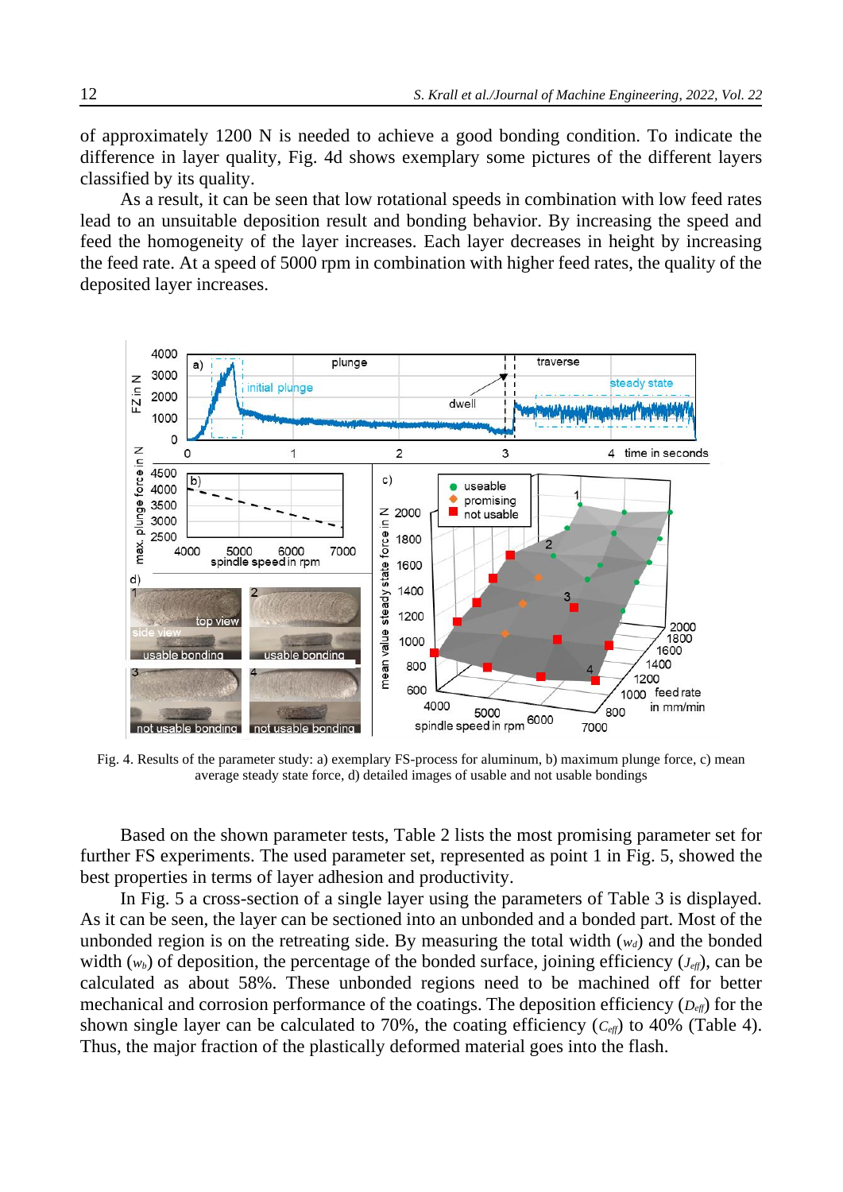of approximately 1200 N is needed to achieve a good bonding condition. To indicate the difference in layer quality, Fig. 4d shows exemplary some pictures of the different layers classified by its quality.

As a result, it can be seen that low rotational speeds in combination with low feed rates lead to an unsuitable deposition result and bonding behavior. By increasing the speed and feed the homogeneity of the layer increases. Each layer decreases in height by increasing the feed rate. At a speed of 5000 rpm in combination with higher feed rates, the quality of the deposited layer increases.

Fig. 4. Results of the parameter study: a) exemplary FS-process for aluminum, b) maximum plunge force, c) mean average steady state force, d) detailed images of usable and not usable bondings

Based on the shown parameter tests, Table 2 lists the most promising parameter set for further FS experiments. The used parameter set, represented as point 1 in Fig. 5, showed the best properties in terms of layer adhesion and productivity.

In Fig. 5 a cross-section of a single layer using the parameters of Table 3 is displayed. As it can be seen, the layer can be sectioned into an unbonded and a bonded part. Most of the unbonded region is on the retreating side. By measuring the total width ($w_d$) and the bonded width ($w_b$) of deposition, the percentage of the bonded surface, joining efficiency ($J_{eff}$), can be calculated as about 58%. These unbonded regions need to be machined off for better mechanical and corrosion performance of the coatings. The deposition efficiency ($D_{eff}$) for the shown single layer can be calculated to 70%, the coating efficiency ($C_{eff}$) to 40% (Table 4). Thus, the major fraction of the plastically deformed material goes into the flash.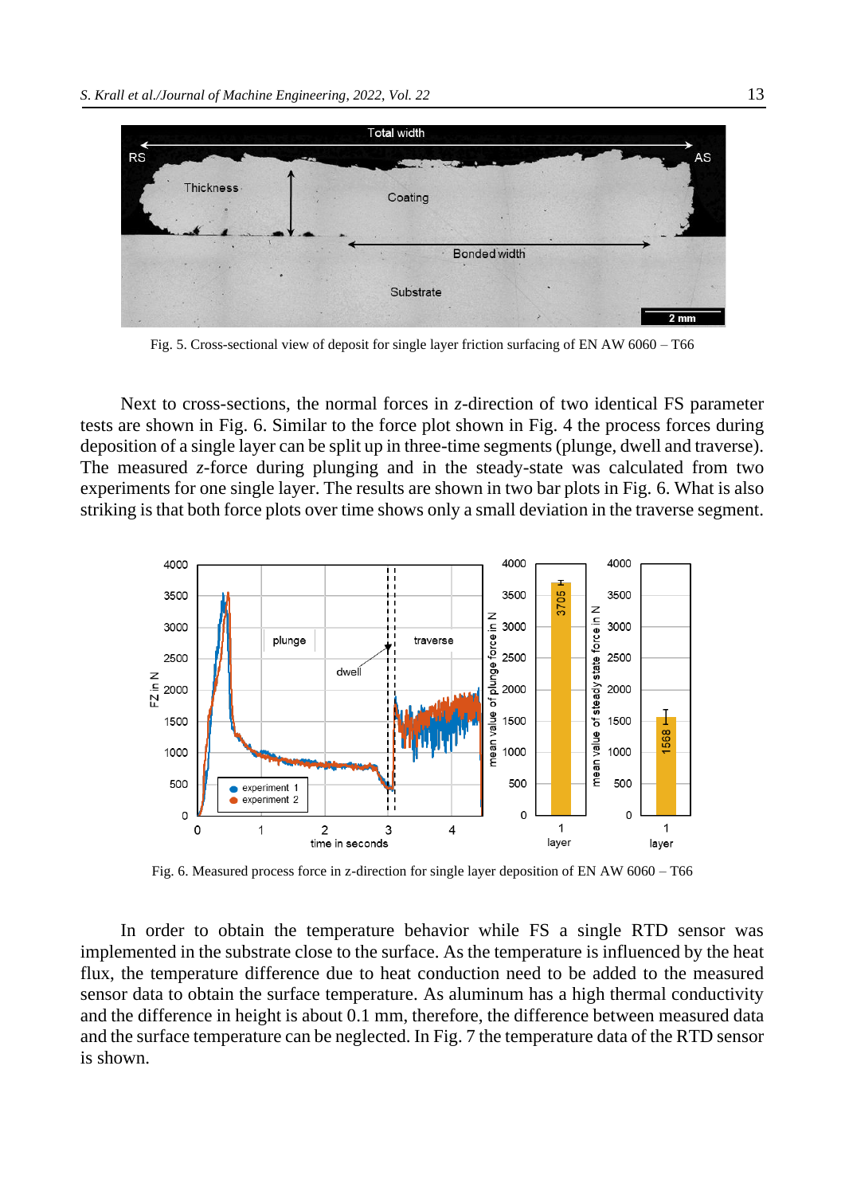Fig. 5. Cross-sectional view of deposit for single layer friction surfacing of EN AW 6060 – T66

Next to cross-sections, the normal forces in *z*-direction of two identical FS parameter tests are shown in Fig. 6. Similar to the force plot shown in Fig. 4 the process forces during deposition of a single layer can be split up in three-time segments (plunge, dwell and traverse). The measured *z*-force during plunging and in the steady-state was calculated from two experiments for one single layer. The results are shown in two bar plots in Fig. 6. What is also striking is that both force plots over time shows only a small deviation in the traverse segment.

Fig. 6. Measured process force in z-direction for single layer deposition of EN AW 6060 – T66

In order to obtain the temperature behavior while FS a single RTD sensor was implemented in the substrate close to the surface. As the temperature is influenced by the heat flux, the temperature difference due to heat conduction need to be added to the measured sensor data to obtain the surface temperature. As aluminum has a high thermal conductivity and the difference in height is about 0.1 mm, therefore, the difference between measured data and the surface temperature can be neglected. In Fig. 7 the temperature data of the RTD sensor is shown.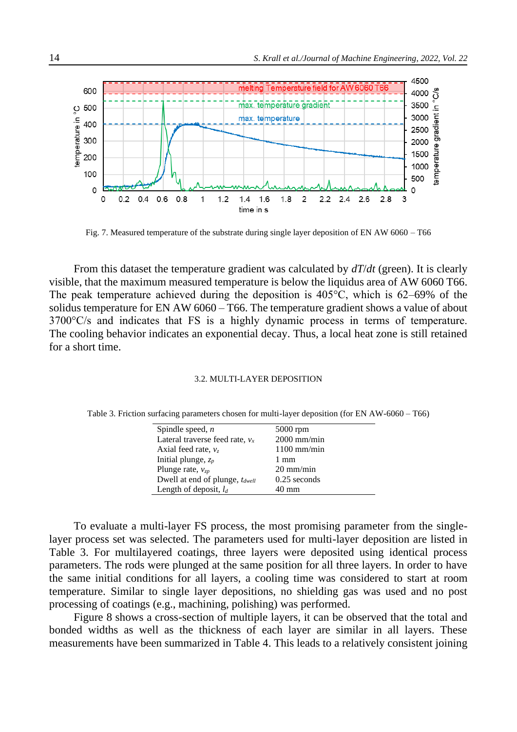Fig. 7. Measured temperature of the substrate during single layer deposition of EN AW 6060 – T66

From this dataset the temperature gradient was calculated by $dT/dt$ (green). It is clearly visible, that the maximum measured temperature is below the liquidus area of AW 6060 T66. The peak temperature achieved during the deposition is 405°C, which is 62–69% of the solidus temperature for EN AW 6060 – T66. The temperature gradient shows a value of about 3700°C/s and indicates that FS is a highly dynamic process in terms of temperature. The cooling behavior indicates an exponential decay. Thus, a local heat zone is still retained for a short time.

### 3.2. MULTI-LAYER DEPOSITION

Table 3. Friction surfacing parameters chosen for multi-layer deposition (for EN AW-6060 – T66)

| | |
|---|---|
| Spindle speed, $n$ | 5000 rpm |
| Lateral traverse feed rate, $v_x$ | 2000 mm/min |
| Axial feed rate, $v_z$ | 1100 mm/min |
| Initial plunge, $z_p$ | 1 mm |
| Plunge rate, $v_{zp}$ | 20 mm/min |
| Dwell at end of plunge, $t_{dwell}$ | 0.25 seconds |
| Length of deposit, $l_d$ | 40 mm |

To evaluate a multi-layer FS process, the most promising parameter from the single-layer process set was selected. The parameters used for multi-layer deposition are listed in Table 3. For multilayered coatings, three layers were deposited using identical process parameters. The rods were plunged at the same position for all three layers. In order to have the same initial conditions for all layers, a cooling time was considered to start at room temperature. Similar to single layer depositions, no shielding gas was used and no post processing of coatings (e.g., machining, polishing) was performed.

Figure 8 shows a cross-section of multiple layers, it can be observed that the total and bonded widths as well as the thickness of each layer are similar in all layers. These measurements have been summarized in Table 4. This leads to a relatively consistent joining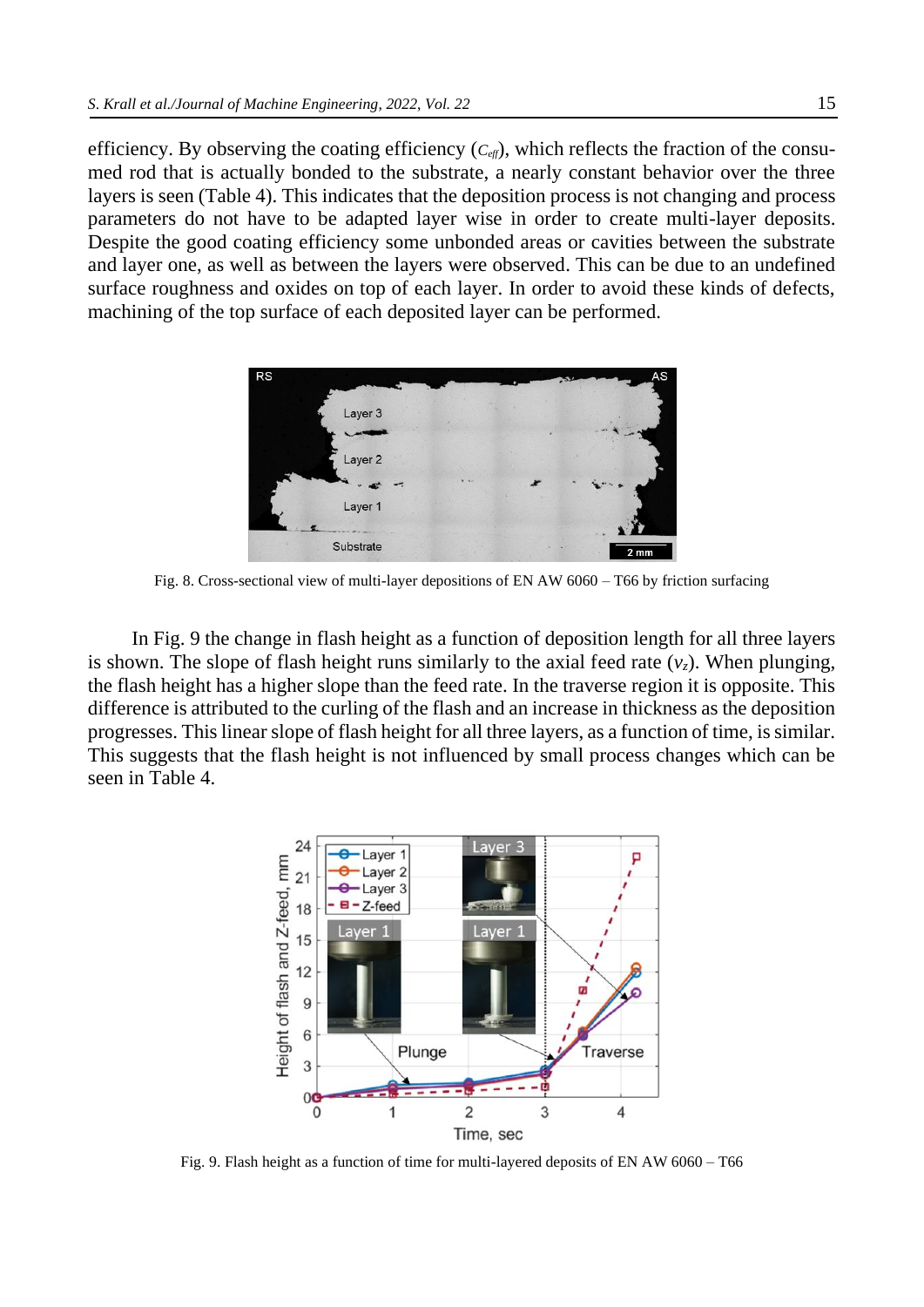efficiency. By observing the coating efficiency ($C_{eff}$), which reflects the fraction of the consumed rod that is actually bonded to the substrate, a nearly constant behavior over the three layers is seen (Table 4). This indicates that the deposition process is not changing and process parameters do not have to be adapted layer wise in order to create multi-layer deposits. Despite the good coating efficiency some unbonded areas or cavities between the substrate and layer one, as well as between the layers were observed. This can be due to an undefined surface roughness and oxides on top of each layer. In order to avoid these kinds of defects, machining of the top surface of each deposited layer can be performed.

Fig. 8. Cross-sectional view of multi-layer depositions of EN AW 6060 – T66 by friction surfacing

In Fig. 9 the change in flash height as a function of deposition length for all three layers is shown. The slope of flash height runs similarly to the axial feed rate ($v_z$). When plunging, the flash height has a higher slope than the feed rate. In the traverse region it is opposite. This difference is attributed to the curling of the flash and an increase in thickness as the deposition progresses. This linear slope of flash height for all three layers, as a function of time, is similar. This suggests that the flash height is not influenced by small process changes which can be seen in Table 4.

Fig. 9. Flash height as a function of time for multi-layered deposits of EN AW 6060 – T66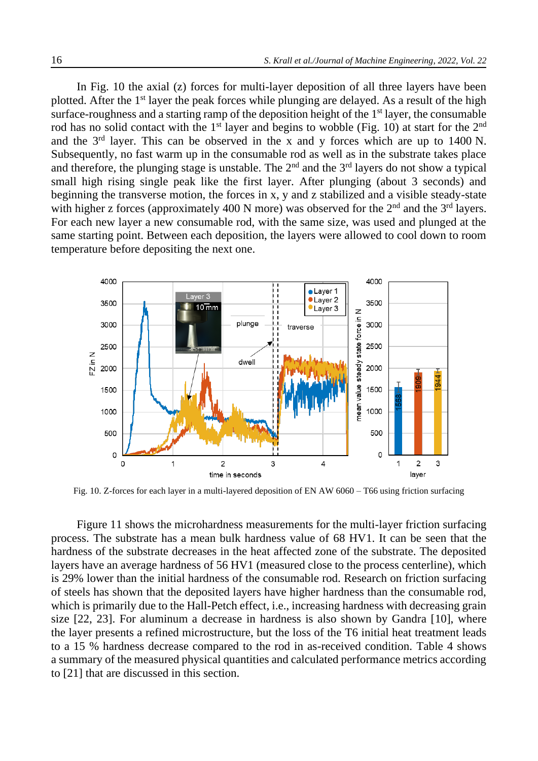In Fig. 10 the axial (z) forces for multi-layer deposition of all three layers have been plotted. After the 1st layer the peak forces while plunging are delayed. As a result of the high surface-roughness and a starting ramp of the deposition height of the 1st layer, the consumable rod has no solid contact with the 1st layer and begins to wobble (Fig. 10) at start for the 2nd and the 3rd layer. This can be observed in the x and y forces which are up to 1400 N. Subsequently, no fast warm up in the consumable rod as well as in the substrate takes place and therefore, the plunging stage is unstable. The 2nd and the 3rd layers do not show a typical small high rising single peak like the first layer. After plunging (about 3 seconds) and beginning the transverse motion, the forces in x, y and z stabilized and a visible steady-state with higher z forces (approximately 400 N more) was observed for the 2nd and the 3rd layers. For each new layer a new consumable rod, with the same size, was used and plunged at the same starting point. Between each deposition, the layers were allowed to cool down to room temperature before depositing the next one.

Fig. 10. Z-forces for each layer in a multi-layered deposition of EN AW 6060 – T66 using friction surfacing

Figure 11 shows the microhardness measurements for the multi-layer friction surfacing process. The substrate has a mean bulk hardness value of 68 HV1. It can be seen that the hardness of the substrate decreases in the heat affected zone of the substrate. The deposited layers have an average hardness of 56 HV1 (measured close to the process centerline), which is 29% lower than the initial hardness of the consumable rod. Research on friction surfacing of steels has shown that the deposited layers have higher hardness than the consumable rod, which is primarily due to the Hall-Petch effect, i.e., increasing hardness with decreasing grain size [22, 23]. For aluminum a decrease in hardness is also shown by Gandra [10], where the layer presents a refined microstructure, but the loss of the T6 initial heat treatment leads to a 15 % hardness decrease compared to the rod in as-received condition. Table 4 shows a summary of the measured physical quantities and calculated performance metrics according to [21] that are discussed in this section.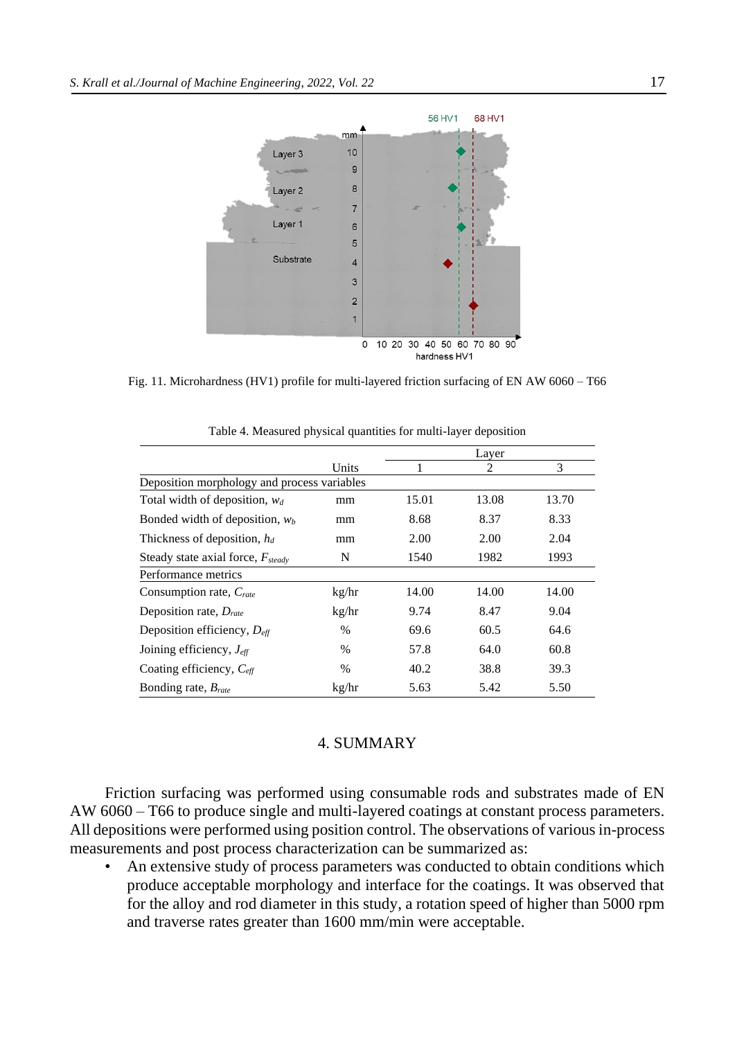Fig. 11. Microhardness (HV1) profile for multi-layered friction surfacing of EN AW 6060 – T66

Table 4. Measured physical quantities for multi-layer deposition

| | Units | Layer | | |
|---|---|---|---|---|
| | | 1 | 2 | 3 |
| Deposition morphology and process variables | | | | |
| Total width of deposition, $w_d$ | mm | 15.01 | 13.08 | 13.70 |
| Bonded width of deposition, $w_b$ | mm | 8.68 | 8.37 | 8.33 |
| Thickness of deposition, $h_d$ | mm | 2.00 | 2.00 | 2.04 |
| Steady state axial force, $F_{steady}$ | N | 1540 | 1982 | 1993 |
| Performance metrics | | | | |
| Consumption rate, $C_{rate}$ | kg/hr | 14.00 | 14.00 | 14.00 |
| Deposition rate, $D_{rate}$ | kg/hr | 9.74 | 8.47 | 9.04 |
| Deposition efficiency, $D_{eff}$ | % | 69.6 | 60.5 | 64.6 |
| Joining efficiency, $J_{eff}$ | % | 57.8 | 64.0 | 60.8 |
| Coating efficiency, $C_{eff}$ | % | 40.2 | 38.8 | 39.3 |
| Bonding rate, $B_{rate}$ | kg/hr | 5.63 | 5.42 | 5.50 |

## 4. SUMMARY

Friction surfacing was performed using consumable rods and substrates made of EN AW 6060 – T66 to produce single and multi-layered coatings at constant process parameters. All depositions were performed using position control. The observations of various in-process measurements and post process characterization can be summarized as:

- An extensive study of process parameters was conducted to obtain conditions which produce acceptable morphology and interface for the coatings. It was observed that for the alloy and rod diameter in this study, a rotation speed of higher than 5000 rpm and traverse rates greater than 1600 mm/min were acceptable.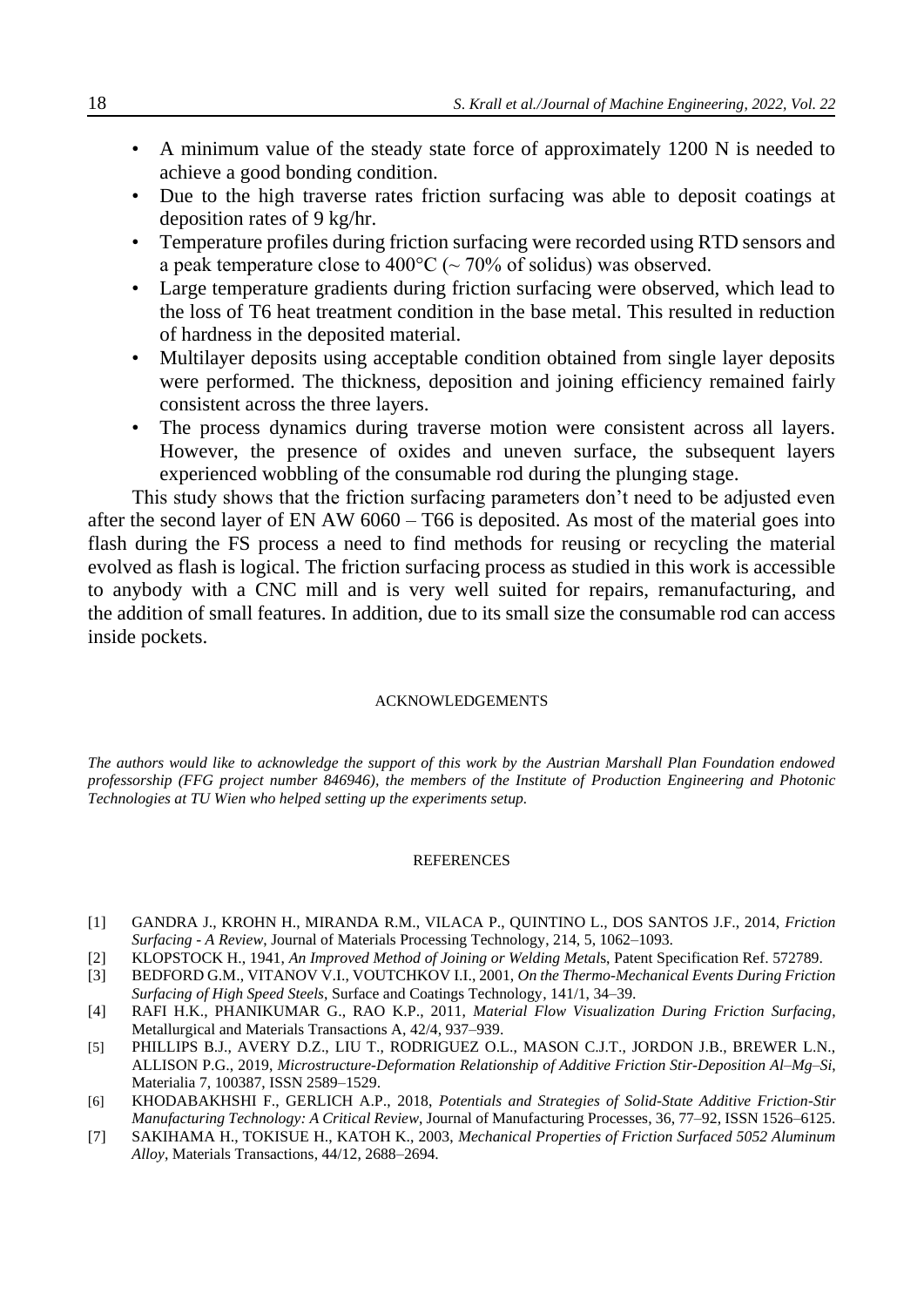- A minimum value of the steady state force of approximately 1200 N is needed to achieve a good bonding condition.
- Due to the high traverse rates friction surfacing was able to deposit coatings at deposition rates of 9 kg/hr.
- Temperature profiles during friction surfacing were recorded using RTD sensors and a peak temperature close to 400°C (~ 70% of solidus) was observed.
- Large temperature gradients during friction surfacing were observed, which lead to the loss of T6 heat treatment condition in the base metal. This resulted in reduction of hardness in the deposited material.
- Multilayer deposits using acceptable condition obtained from single layer deposits were performed. The thickness, deposition and joining efficiency remained fairly consistent across the three layers.
- The process dynamics during traverse motion were consistent across all layers. However, the presence of oxides and uneven surface, the subsequent layers experienced wobbling of the consumable rod during the plunging stage.

This study shows that the friction surfacing parameters don't need to be adjusted even after the second layer of EN AW 6060 – T66 is deposited. As most of the material goes into flash during the FS process a need to find methods for reusing or recycling the material evolved as flash is logical. The friction surfacing process as studied in this work is accessible to anybody with a CNC mill and is very well suited for repairs, remanufacturing, and the addition of small features. In addition, due to its small size the consumable rod can access inside pockets.

## ACKNOWLEDGEMENTS

*The authors would like to acknowledge the support of this work by the Austrian Marshall Plan Foundation endowed professorship (FFG project number 846946), the members of the Institute of Production Engineering and Photonic Technologies at TU Wien who helped setting up the experiments setup.*

## REFERENCES

[1] GANDRA J., KROHN H., MIRANDA R.M., VILACA P., QUINTINO L., DOS SANTOS J.F., 2014, *Friction Surfacing - A Review*, Journal of Materials Processing Technology, 214, 5, 1062–1093.

[2] KLOPSTOCK H., 1941, *An Improved Method of Joining or Welding Metals*, Patent Specification Ref. 572789.

[3] BEDFORD G.M., VITANOV V.I., VOUTCHKOV I.I., 2001, *On the Thermo-Mechanical Events During Friction Surfacing of High Speed Steels*, Surface and Coatings Technology, 141/1, 34–39.

[4] RAFI H.K., PHANIKUMAR G., RAO K.P., 2011, *Material Flow Visualization During Friction Surfacing*, Metallurgical and Materials Transactions A, 42/4, 937–939.

[5] PHILLIPS B.J., AVERY D.Z., LIU T., RODRIGUEZ O.L., MASON C.J.T., JORDON J.B., BREWER L.N., ALLISON P.G., 2019, *Microstructure-Deformation Relationship of Additive Friction Stir-Deposition Al–Mg–Si*, Materialia 7, 100387, ISSN 2589–1529.

[6] KHODABAKHSHI F., GERLICH A.P., 2018, *Potentials and Strategies of Solid-State Additive Friction-Stir Manufacturing Technology: A Critical Review*, Journal of Manufacturing Processes, 36, 77–92, ISSN 1526–6125.

[7] SAKIHAMA H., TOKISUE H., KATOH K., 2003, *Mechanical Properties of Friction Surfaced 5052 Aluminum Alloy*, Materials Transactions, 44/12, 2688–2694.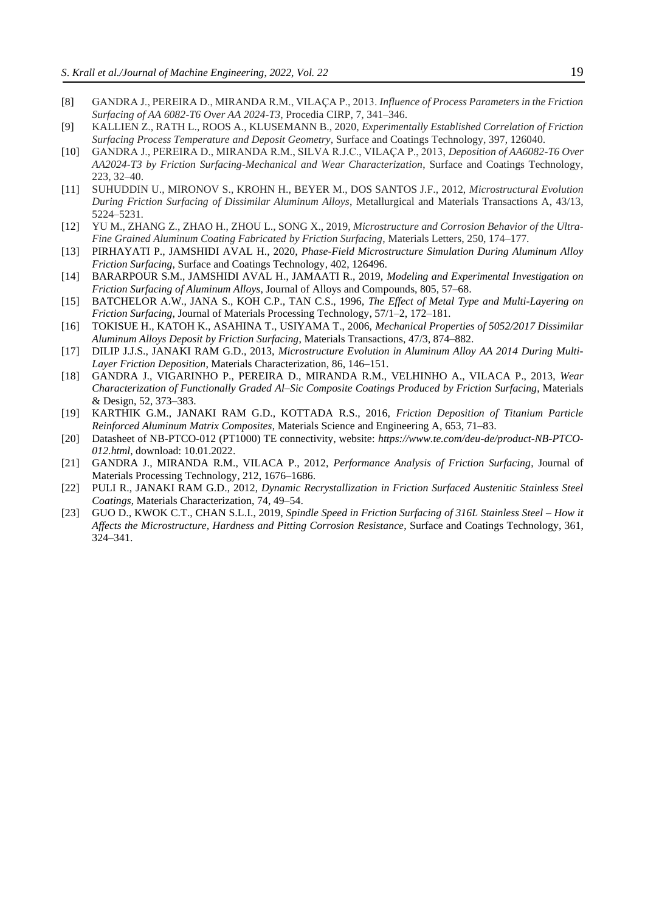[8] GANDRA J., PEREIRA D., MIRANDA R.M., VILAÇA P., 2013. *Influence of Process Parameters in the Friction Surfacing of AA 6082-T6 Over AA 2024-T3*, Procedia CIRP, 7, 341–346.

[9] KALLIEN Z., RATH L., ROOS A., KLUSEMANN B., 2020, *Experimentally Established Correlation of Friction Surfacing Process Temperature and Deposit Geometry*, Surface and Coatings Technology, 397, 126040.

[10] GANDRA J., PEREIRA D., MIRANDA R.M., SILVA R.J.C., VILAÇA P., 2013, *Deposition of AA6082-T6 Over AA2024-T3 by Friction Surfacing-Mechanical and Wear Characterization*, Surface and Coatings Technology, 223, 32–40.

[11] SUHUDDIN U., MIRONOV S., KROHN H., BEYER M., DOS SANTOS J.F., 2012, *Microstructural Evolution During Friction Surfacing of Dissimilar Aluminum Alloys*, Metallurgical and Materials Transactions A, 43/13, 5224–5231.

[12] YU M., ZHANG Z., ZHAO H., ZHOU L., SONG X., 2019, *Microstructure and Corrosion Behavior of the Ultra-Fine Grained Aluminum Coating Fabricated by Friction Surfacing*, Materials Letters, 250, 174–177.

[13] PIRHAYATI P., JAMSHIDI AVAL H., 2020, *Phase-Field Microstructure Simulation During Aluminum Alloy Friction Surfacing*, Surface and Coatings Technology, 402, 126496.

[14] BARARPOUR S.M., JAMSHIDI AVAL H., JAMAATI R., 2019, *Modeling and Experimental Investigation on Friction Surfacing of Aluminum Alloys*, Journal of Alloys and Compounds, 805, 57–68.

[15] BATCHELOR A.W., JANA S., KOH C.P., TAN C.S., 1996, *The Effect of Metal Type and Multi-Layering on Friction Surfacing*, Journal of Materials Processing Technology, 57/1–2, 172–181.

[16] TOKISUE H., KATOH K., ASAHINA T., USIYAMA T., 2006, *Mechanical Properties of 5052/2017 Dissimilar Aluminum Alloys Deposit by Friction Surfacing*, Materials Transactions, 47/3, 874–882.

[17] DILIP J.J.S., JANAKI RAM G.D., 2013, *Microstructure Evolution in Aluminum Alloy AA 2014 During Multi-Layer Friction Deposition*, Materials Characterization, 86, 146–151.

[18] GANDRA J., VIGARINHO P., PEREIRA D., MIRANDA R.M., VELHINHO A., VILACA P., 2013, *Wear Characterization of Functionally Graded Al–Sic Composite Coatings Produced by Friction Surfacing*, Materials & Design, 52, 373–383.

[19] KARTHIK G.M., JANAKI RAM G.D., KOTTADA R.S., 2016, *Friction Deposition of Titanium Particle Reinforced Aluminum Matrix Composites*, Materials Science and Engineering A, 653, 71–83.

[20] Datasheet of NB-PTCO-012 (PT1000) TE connectivity, website: *https://www.te.com/deu-de/product-NB-PTCO-012.html*, download: 10.01.2022.

[21] GANDRA J., MIRANDA R.M., VILACA P., 2012, *Performance Analysis of Friction Surfacing*, Journal of Materials Processing Technology, 212, 1676–1686.

[22] PULI R., JANAKI RAM G.D., 2012, *Dynamic Recrystallization in Friction Surfaced Austenitic Stainless Steel Coatings*, Materials Characterization, 74, 49–54.

[23] GUO D., KWOK C.T., CHAN S.L.I., 2019, *Spindle Speed in Friction Surfacing of 316L Stainless Steel – How it Affects the Microstructure, Hardness and Pitting Corrosion Resistance*, Surface and Coatings Technology, 361, 324–341.